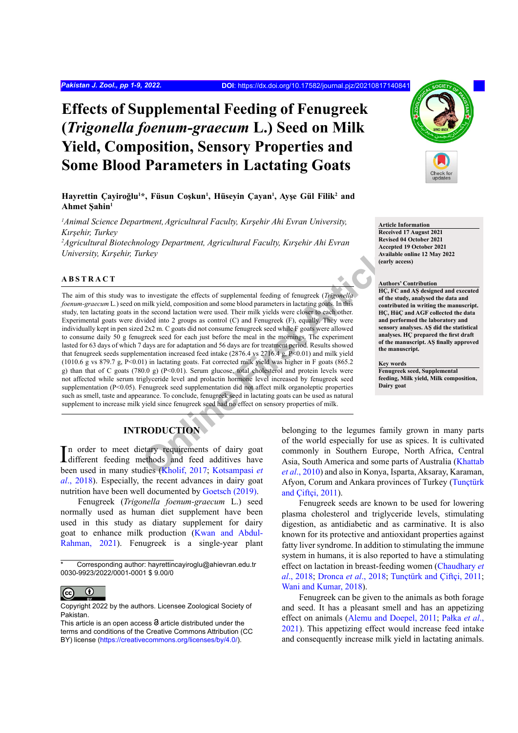# Effects of Supplemental Feeding of Fenugreek (*Trigonella foenum-graecum* L.) Seed on Milk Yield, Composition, Sensory Properties and Some Blood Parameters in Lactating Goats

**Hayrettin Çayiroğlu[1]*, Füsun Coşkun[1], Hüseyin Çayan[1], Ayşe Gül Filik[2] and Ahmet Şahin[1]**

[1]*Animal Science Department, Agricultural Faculty, Kırşehir Ahi Evran University, Kırşehir, Turkey*
[2]*Agricultural Biotechnology Department, Agricultural Faculty, Kırşehir Ahi Evran University, Kırşehir, Turkey*

**Article Information**
Received 17 August 2021
Revised 04 October 2021
Accepted 19 October 2021
Available online 12 May 2022 (early access)

**Authors' Contribution**
HÇ, FC and AŞ designed and executed of the study, analysed the data and contributed in writing the manuscript. HÇ, HüÇ and AGF collected the data and performed the laboratory and sensory analyses. AŞ did the statistical analyses. HÇ prepared the first draft of the manuscript. AŞ finally approved the manuscript.

**Key words**
Fenugreek seed, Supplemental feeding, Milk yield, Milk composition, Dairy goat

## ABSTRACT

The aim of this study was to investigate the effects of supplemental feeding of fenugreek (*Trigonella foenum-graecum* L.) seed on milk yield, composition and some blood parameters in lactating goats. In this study, ten lactating goats in the second lactation were used. Their milk yields were closer to each other. Experimental goats were divided into 2 groups as control (C) and Fenugreek (F), equally. They were individually kept in pen sized 2x2 m. C goats did not consume fenugreek seed while F goats were allowed to consume daily 50 g fenugreek seed for each just before the meal in the mornings. The experiment lasted for 63 days of which 7 days are for adaptation and 56 days are for treatment period. Results showed that fenugreek seeds supplementation increased feed intake (2876.4 vs 2716.4 g, P<0.01) and milk yield (1010.6 g vs 879.7 g, P<0.01) in lactating goats. Fat corrected milk yield was higher in F goats (865.2 g) than that of C goats (780.0 g) (P<0.01). Serum glucose, total cholesterol and protein levels were not affected while serum triglyceride level and prolactin hormone level increased by fenugreek seed supplementation (P<0.05). Fenugreek seed supplementation did not affect milk organoleptic properties such as smell, taste and appearance. To conclude, fenugreek seed in lactating goats can be used as natural supplement to increase milk yield since fenugreek seed had no effect on sensory properties of milk.

## INTRODUCTION

In order to meet dietary requirements of dairy goat different feeding methods and feed additives have been used in many studies (Kholif, 2017; Kotsampasi *et al*., 2018). Especially, the recent advances in dairy goat nutrition have been well documented by Goetsch (2019).

Fenugreek (*Trigonella foenum-graecum* L.) seed normally used as human diet supplement have been used in this study as diatary supplement for dairy goat to enhance milk production (Kwan and Abdul-Rahman, 2021). Fenugreek is a single-year plant belonging to the legumes family grown in many parts of the world especially for use as spices. It is cultivated commonly in Southern Europe, North Africa, Central Asia, South America and some parts of Australia (Khattab *et al*., 2010) and also in Konya, Isparta, Aksaray, Karaman, Afyon, Corum and Ankara provinces of Turkey (Tunçtürk and Çiftçi, 2011).

Fenugreek seeds are known to be used for lowering plasma cholesterol and triglyceride levels, stimulating digestion, as antidiabetic and as carminative. It is also known for its protective and antioxidant properties against fatty liver syndrome. In addition to stimulating the immune system in humans, it is also reported to have a stimulating effect on lactation in breast-feeding women (Chaudhary *et al*., 2018; Dronca *et al*., 2018; Tunçtürk and Çiftçi, 2011; Wani and Kumar, 2018).

Fenugreek can be given to the animals as both forage and seed. It has a pleasant smell and has an appetizing effect on animals (Alemu and Doepel, 2011; Pałka *et al*., 2021). This appetizing effect would increase feed intake and consequently increase milk yield in lactating animals.

\* Corresponding author: hayrettincayiroglu@ahievran.edu.tr
0030-9923/2022/0001-0001 $ 9.00/0

Copyright 2022 by the authors. Licensee Zoological Society of Pakistan.
This article is an open access article distributed under the terms and conditions of the Creative Commons Attribution (CC BY) license (https://creativecommons.org/licenses/by/4.0/).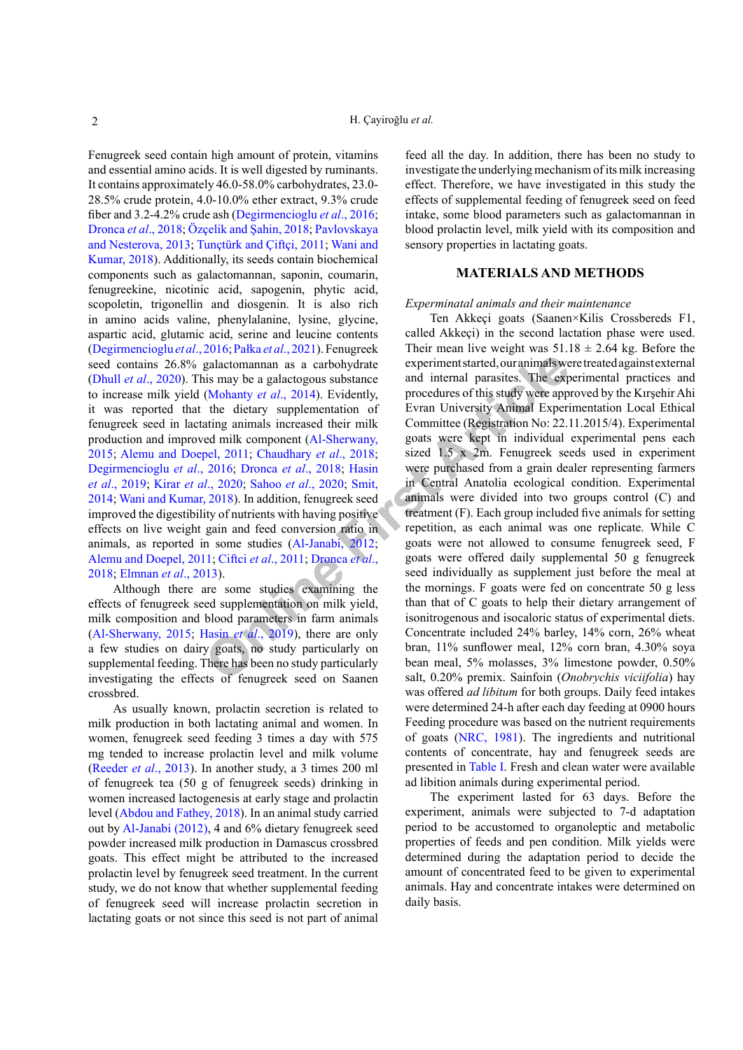Fenugreek seed contain high amount of protein, vitamins and essential amino acids. It is well digested by ruminants. It contains approximately 46.0-58.0% carbohydrates, 23.0-28.5% crude protein, 4.0-10.0% ether extract, 9.3% crude fiber and 3.2-4.2% crude ash (Degirmencioglu *et al*., 2016; Dronca *et al*., 2018; Özçelik and Şahin, 2018; Pavlovskaya and Nesterova, 2013; Tunçtürk and Çiftçi, 2011; Wani and Kumar, 2018). Additionally, its seeds contain biochemical components such as galactomannan, saponin, coumarin, fenugreekine, nicotinic acid, sapogenin, phytic acid, scopoletin, trigonellin and diosgenin. It is also rich in amino acids valine, phenylalanine, lysine, glycine, aspartic acid, glutamic acid, serine and leucine contents (Degirmencioglu *et al*., 2016; Pałka *et al*., 2021). Fenugreek seed contains 26.8% galactomannan as a carbohydrate (Dhull *et al*., 2020). This may be a galactogous substance to increase milk yield (Mohanty *et al*., 2014). Evidently, it was reported that the dietary supplementation of fenugreek seed in lactating animals increased their milk production and improved milk component (Al-Sherwany, 2015; Alemu and Doepel, 2011; Chaudhary *et al*., 2018; Degirmencioglu *et al*., 2016; Dronca *et al*., 2018; Hasin *et al*., 2019; Kirar *et al*., 2020; Sahoo *et al*., 2020; Smit, 2014; Wani and Kumar, 2018). In addition, fenugreek seed improved the digestibility of nutrients with having positive effects on live weight gain and feed conversion ratio in animals, as reported in some studies (Al-Janabi, 2012; Alemu and Doepel, 2011; Ciftci *et al*., 2011; Dronca *et al*., 2018; Elmnan *et al*., 2013).

Although there are some studies examining the effects of fenugreek seed supplementation on milk yield, milk composition and blood parameters in farm animals (Al-Sherwany, 2015; Hasin *et al*., 2019), there are only a few studies on dairy goats, no study particularly on supplemental feeding. There has been no study particularly investigating the effects of fenugreek seed on Saanen crossbred.

As usually known, prolactin secretion is related to milk production in both lactating animal and women. In women, fenugreek seed feeding 3 times a day with 575 mg tended to increase prolactin level and milk volume (Reeder *et al*., 2013). In another study, a 3 times 200 ml of fenugreek tea (50 g of fenugreek seeds) drinking in women increased lactogenesis at early stage and prolactin level (Abdou and Fathey, 2018). In an animal study carried out by Al-Janabi (2012), 4 and 6% dietary fenugreek seed powder increased milk production in Damascus crossbred goats. This effect might be attributed to the increased prolactin level by fenugreek seed treatment. In the current study, we do not know that whether supplemental feeding of fenugreek seed will increase prolactin secretion in lactating goats or not since this seed is not part of animal feed all the day. In addition, there has been no study to investigate the underlying mechanism of its milk increasing effect. Therefore, we have investigated in this study the effects of supplemental feeding of fenugreek seed on feed intake, some blood parameters such as galactomannan in blood prolactin level, milk yield with its composition and sensory properties in lactating goats.

## MATERIALS AND METHODS

### *Experminatal animals and their maintenance*

Ten Akkeçi goats (Saanen×Kilis Crossbereds F1, called Akkeçi) in the second lactation phase were used. Their mean live weight was 51.18 ± 2.64 kg. Before the experiment started, our animals were treated against external and internal parasites. The experimental practices and procedures of this study were approved by the Kırşehir Ahi Evran University Animal Experimentation Local Ethical Committee (Registration No: 22.11.2015/4). Experimental goats were kept in individual experimental pens each sized 1.5 x 2m. Fenugreek seeds used in experiment were purchased from a grain dealer representing farmers in Central Anatolia ecological condition. Experimental animals were divided into two groups control (C) and treatment (F). Each group included five animals for setting repetition, as each animal was one replicate. While C goats were not allowed to consume fenugreek seed, F goats were offered daily supplemental 50 g fenugreek seed individually as supplement just before the meal at the mornings. F goats were fed on concentrate 50 g less than that of C goats to help their dietary arrangement of isonitrogenous and isocaloric status of experimental diets. Concentrate included 24% barley, 14% corn, 26% wheat bran, 11% sunflower meal, 12% corn bran, 4.30% soya bean meal, 5% molasses, 3% limestone powder, 0.50% salt, 0.20% premix. Sainfoin (*Onobrychis viciifolia*) hay was offered *ad libitum* for both groups. Daily feed intakes were determined 24-h after each day feeding at 0900 hours Feeding procedure was based on the nutrient requirements of goats (NRC, 1981). The ingredients and nutritional contents of concentrate, hay and fenugreek seeds are presented in Table I. Fresh and clean water were available ad libition animals during experimental period.

The experiment lasted for 63 days. Before the experiment, animals were subjected to 7-d adaptation period to be accustomed to organoleptic and metabolic properties of feeds and pen condition. Milk yields were determined during the adaptation period to decide the amount of concentrated feed to be given to experimental animals. Hay and concentrate intakes were determined on daily basis.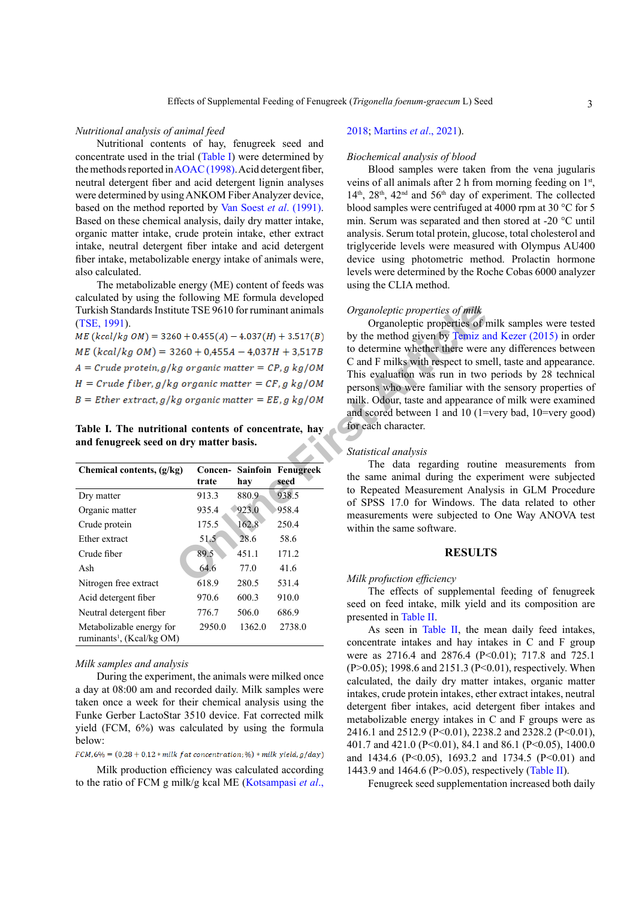*Nutritional analysis of animal feed*

Nutritional contents of hay, fenugreek seed and concentrate used in the trial (Table I) were determined by the methods reported in AOAC (1998). Acid detergent fiber, neutral detergent fiber and acid detergent lignin analyses were determined by using ANKOM Fiber Analyzer device, based on the method reported by Van Soest *et al*. (1991). Based on these chemical analysis, daily dry matter intake, organic matter intake, crude protein intake, ether extract intake, neutral detergent fiber intake and acid detergent fiber intake, metabolizable energy intake of animals were, also calculated.

The metabolizable energy (ME) content of feeds was calculated by using the following ME formula developed Turkish Standards Institute TSE 9610 for ruminant animals (TSE, 1991).

$$ME\ (kcal/kg\ OM) = 3260 + 0.455(A) - 4.037(H) + 3.517(B)$$

$$ME\ (kcal/kg\ OM) = 3260 + 0{,}455A - 4{,}037H + 3{,}517B$$

$$A = Crude\ protein, g/kg\ organic\ matter = CP, g\ kg/OM$$

$$H = Crude\ fiber, g/kg\ organic\ matter = CF, g\ kg/OM$$

$$B = Ether\ extract, g/kg\ organic\ matter = EE, g\ kg/OM$$

**Table I. The nutritional contents of concentrate, hay and fenugreek seed on dry matter basis.**

| Chemical contents, (g/kg) | Concentrate | Sainfoin hay | Fenugreek seed |
|---|---|---|---|
| Dry matter | 913.3 | 880.9 | 938.5 |
| Organic matter | 935.4 | 923.0 | 958.4 |
| Crude protein | 175.5 | 162.8 | 250.4 |
| Ether extract | 51.5 | 28.6 | 58.6 |
| Crude fiber | 89.5 | 451.1 | 171.2 |
| Ash | 64.6 | 77.0 | 41.6 |
| Nitrogen free extract | 618.9 | 280.5 | 531.4 |
| Acid detergent fiber | 970.6 | 600.3 | 910.0 |
| Neutral detergent fiber | 776.7 | 506.0 | 686.9 |
| Metabolizable energy for ruminants[1], (Kcal/kg OM) | 2950.0 | 1362.0 | 2738.0 |

*Milk samples and analysis*

During the experiment, the animals were milked once a day at 08:00 am and recorded daily. Milk samples were taken once a week for their chemical analysis using the Funke Gerber LactoStar 3510 device. Fat corrected milk yield (FCM, 6%) was calculated by using the formula below:

$$FCM, 6\% = (0{,}28 + 0{,}12 * milk\ fat\ concentration, \%) * milk\ yield, g/day)$$

Milk production efficiency was calculated according to the ratio of FCM g milk/g kcal ME (Kotsampasi *et al*., 2018; Martins *et al*., 2021).

*Biochemical analysis of blood*

Blood samples were taken from the vena jugularis veins of all animals after 2 h from morning feeding on 1st, 14th, 28th, 42nd and 56th day of experiment. The collected blood samples were centrifuged at 4000 rpm at 30 °C for 5 min. Serum was separated and then stored at -20 °C until analysis. Serum total protein, glucose, total cholesterol and triglyceride levels were measured with Olympus AU400 device using photometric method. Prolactin hormone levels were determined by the Roche Cobas 6000 analyzer using the CLIA method.

*Organoleptic properties of milk*

Organoleptic properties of milk samples were tested by the method given by Temiz and Kezer (2015) in order to determine whether there were any differences between C and F milks with respect to smell, taste and appearance. This evaluation was run in two periods by 28 technical persons who were familiar with the sensory properties of milk. Odour, taste and appearance of milk were examined and scored between 1 and 10 (1=very bad, 10=very good) for each character.

*Statistical analysis*

The data regarding routine measurements from the same animal during the experiment were subjected to Repeated Measurement Analysis in GLM Procedure of SPSS 17.0 for Windows. The data related to other measurements were subjected to One Way ANOVA test within the same software.

## RESULTS

*Milk profuction efficiency*

The effects of supplemental feeding of fenugreek seed on feed intake, milk yield and its composition are presented in Table II.

As seen in Table II, the mean daily feed intakes, concentrate intakes and hay intakes in C and F group were as 2716.4 and 2876.4 ($P<0.01$); 717.8 and 725.1 ($P>0.05$); 1998.6 and 2151.3 ($P<0.01$), respectively. When calculated, the daily dry matter intakes, organic matter intakes, crude protein intakes, ether extract intakes, neutral detergent fiber intakes, acid detergent fiber intakes and metabolizable energy intakes in C and F groups were as 2416.1 and 2512.9 ($P<0.01$), 2238.2 and 2328.2 ($P<0.01$), 401.7 and 421.0 ($P<0.01$), 84.1 and 86.1 ($P<0.05$), 1400.0 and 1434.6 ($P<0.05$), 1693.2 and 1734.5 ($P<0.01$) and 1443.9 and 1464.6 ($P>0.05$), respectively (Table II).

Fenugreek seed supplementation increased both daily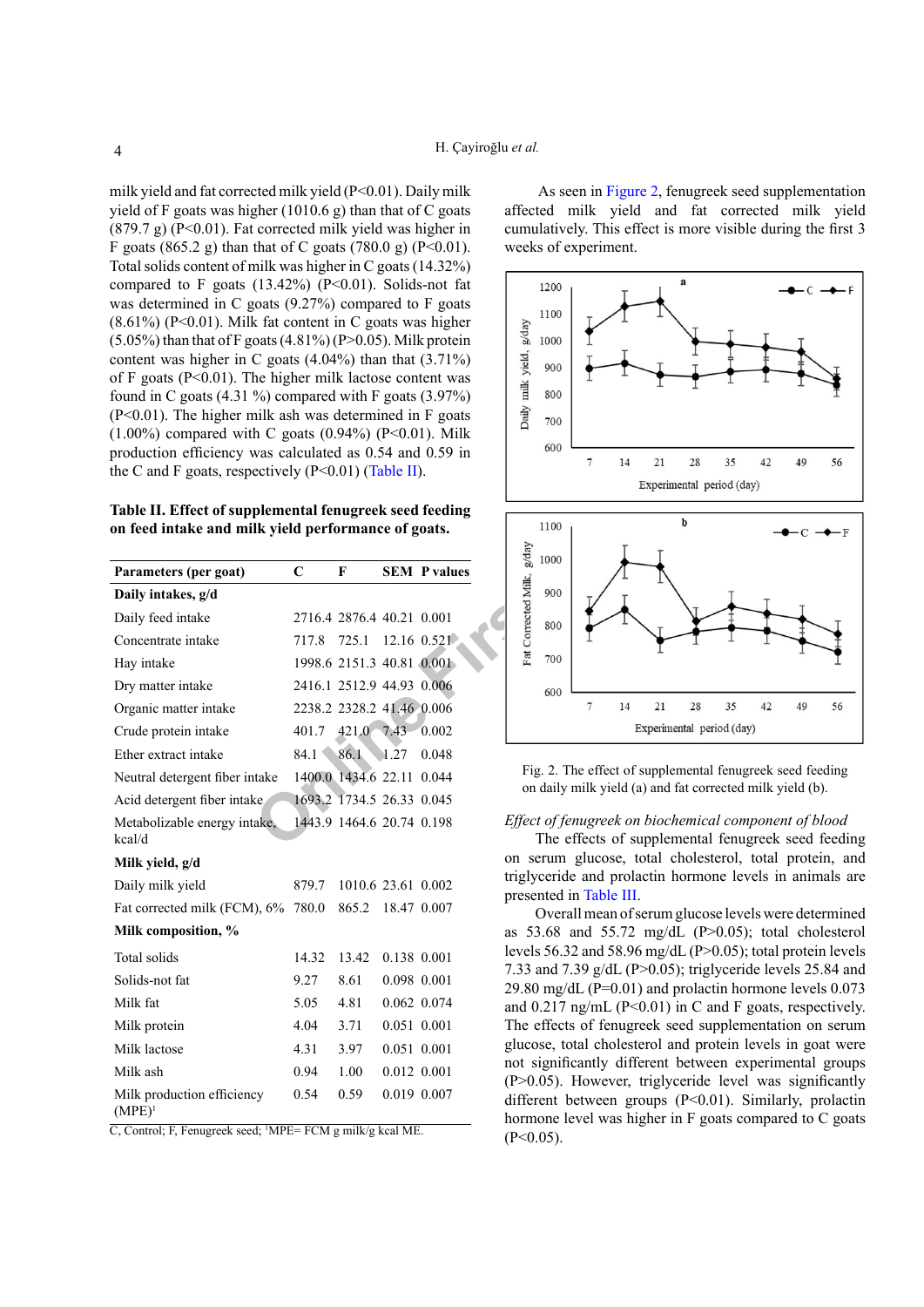milk yield and fat corrected milk yield (P<0.01). Daily milk yield of F goats was higher (1010.6 g) than that of C goats (879.7 g) (P<0.01). Fat corrected milk yield was higher in F goats (865.2 g) than that of C goats (780.0 g) (P<0.01). Total solids content of milk was higher in C goats (14.32%) compared to F goats (13.42%) (P<0.01). Solids-not fat was determined in C goats (9.27%) compared to F goats (8.61%) (P<0.01). Milk fat content in C goats was higher (5.05%) than that of F goats (4.81%) (P>0.05). Milk protein content was higher in C goats (4.04%) than that (3.71%) of F goats (P<0.01). The higher milk lactose content was found in C goats (4.31 %) compared with F goats (3.97%) (P<0.01). The higher milk ash was determined in F goats (1.00%) compared with C goats (0.94%) (P<0.01). Milk production efficiency was calculated as 0.54 and 0.59 in the C and F goats, respectively (P<0.01) (Table II).

**Table II. Effect of supplemental fenugreek seed feeding on feed intake and milk yield performance of goats.**

| Parameters (per goat) | C | F | SEM | P values |
|---|---|---|---|---|
| **Daily intakes, g/d** | | | | |
| Daily feed intake | 2716.4 | 2876.4 | 40.21 | 0.001 |
| Concentrate intake | 717.8 | 725.1 | 12.16 | 0.521 |
| Hay intake | 1998.6 | 2151.3 | 40.81 | 0.001 |
| Dry matter intake | 2416.1 | 2512.9 | 44.93 | 0.006 |
| Organic matter intake | 2238.2 | 2328.2 | 41.46 | 0.006 |
| Crude protein intake | 401.7 | 421.0 | 7.43 | 0.002 |
| Ether extract intake | 84.1 | 86.1 | 1.27 | 0.048 |
| Neutral detergent fiber intake | 1400.0 | 1434.6 | 22.11 | 0.044 |
| Acid detergent fiber intake | 1693.2 | 1734.5 | 26.33 | 0.045 |
| Metabolizable energy intake, kcal/d | 1443.9 | 1464.6 | 20.74 | 0.198 |
| **Milk yield, g/d** | | | | |
| Daily milk yield | 879.7 | 1010.6 | 23.61 | 0.002 |
| Fat corrected milk (FCM), 6% | 780.0 | 865.2 | 18.47 | 0.007 |
| **Milk composition, %** | | | | |
| Total solids | 14.32 | 13.42 | 0.138 | 0.001 |
| Solids-not fat | 9.27 | 8.61 | 0.098 | 0.001 |
| Milk fat | 5.05 | 4.81 | 0.062 | 0.074 |
| Milk protein | 4.04 | 3.71 | 0.051 | 0.001 |
| Milk lactose | 4.31 | 3.97 | 0.051 | 0.001 |
| Milk ash | 0.94 | 1.00 | 0.012 | 0.001 |
| Milk production efficiency (MPE)[1] | 0.54 | 0.59 | 0.019 | 0.007 |

C, Control; F, Fenugreek seed; [1]MPE= FCM g milk/g kcal ME.

As seen in Figure 2, fenugreek seed supplementation affected milk yield and fat corrected milk yield cumulatively. This effect is more visible during the first 3 weeks of experiment.

Fig. 2. The effect of supplemental fenugreek seed feeding on daily milk yield (a) and fat corrected milk yield (b).

*Effect of fenugreek on biochemical component of blood*

The effects of supplemental fenugreek seed feeding on serum glucose, total cholesterol, total protein, and triglyceride and prolactin hormone levels in animals are presented in Table III.

Overall mean of serum glucose levels were determined as 53.68 and 55.72 mg/dL (P>0.05); total cholesterol levels 56.32 and 58.96 mg/dL (P>0.05); total protein levels 7.33 and 7.39 g/dL (P>0.05); triglyceride levels 25.84 and 29.80 mg/dL (P=0.01) and prolactin hormone levels 0.073 and 0.217 ng/mL (P<0.01) in C and F goats, respectively. The effects of fenugreek seed supplementation on serum glucose, total cholesterol and protein levels in goat were not significantly different between experimental groups (P>0.05). However, triglyceride level was significantly different between groups (P<0.01). Similarly, prolactin hormone level was higher in F goats compared to C goats (P<0.05).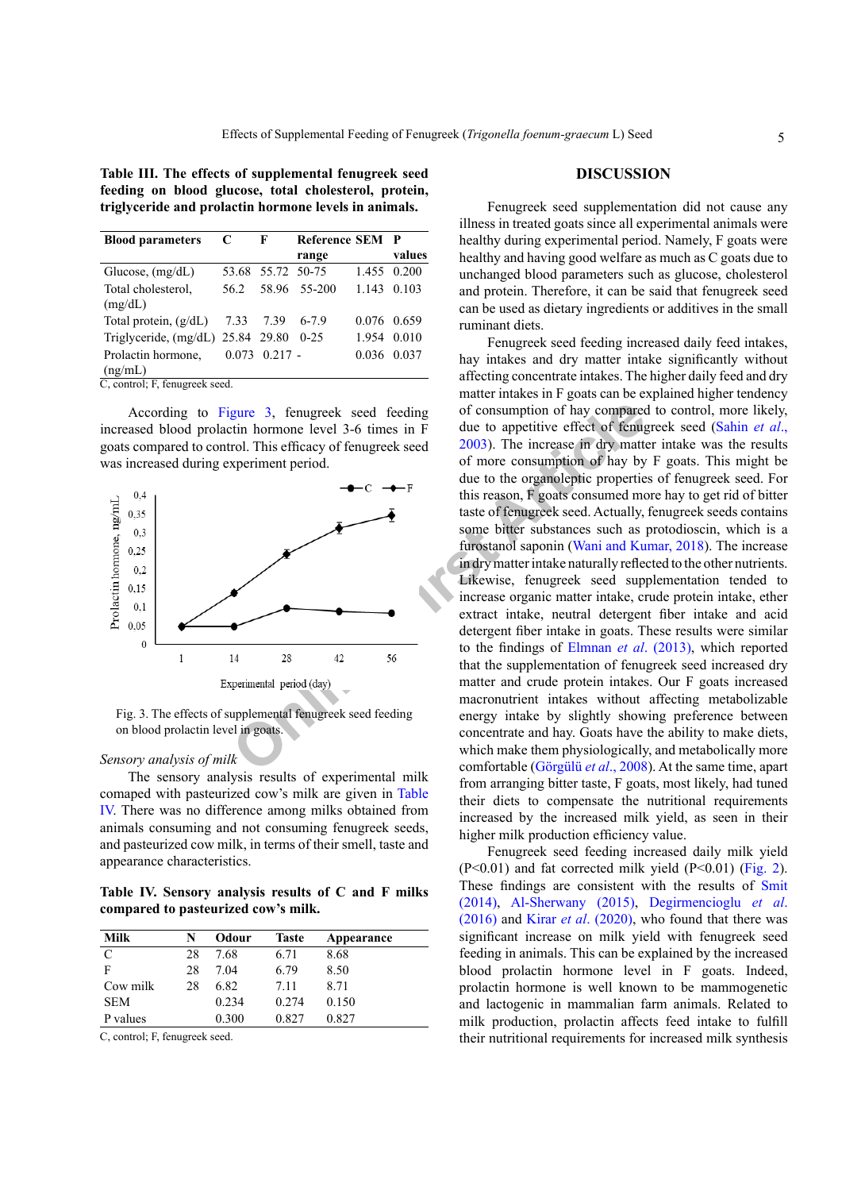**Table III. The effects of supplemental fenugreek seed feeding on blood glucose, total cholesterol, protein, triglyceride and prolactin hormone levels in animals.**

| Blood parameters | C | F | Reference range | SEM | P values |
|---|---|---|---|---|---|
| Glucose, (mg/dL) | 53.68 | 55.72 | 50-75 | 1.455 | 0.200 |
| Total cholesterol, (mg/dL) | 56.2 | 58.96 | 55-200 | 1.143 | 0.103 |
| Total protein, (g/dL) | 7.33 | 7.39 | 6-7.9 | 0.076 | 0.659 |
| Triglyceride, (mg/dL) | 25.84 | 29.80 | 0-25 | 1.954 | 0.010 |
| Prolactin hormone, (ng/mL) | 0.073 | 0.217 | - | 0.036 | 0.037 |

C, control; F, fenugreek seed.

According to Figure 3, fenugreek seed feeding increased blood prolactin hormone level 3-6 times in F goats compared to control. This efficacy of fenugreek seed was increased during experiment period.

Fig. 3. The effects of supplemental fenugreek seed feeding on blood prolactin level in goats.

*Sensory analysis of milk*

The sensory analysis results of experimental milk comaped with pasteurized cow's milk are given in Table IV. There was no difference among milks obtained from animals consuming and not consuming fenugreek seeds, and pasteurized cow milk, in terms of their smell, taste and appearance characteristics.

**Table IV. Sensory analysis results of C and F milks compared to pasteurized cow's milk.**

| Milk | N | Odour | Taste | Appearance |
|---|---|---|---|---|
| C | 28 | 7.68 | 6.71 | 8.68 |
| F | 28 | 7.04 | 6.79 | 8.50 |
| Cow milk | 28 | 6.82 | 7.11 | 8.71 |
| SEM | | 0.234 | 0.274 | 0.150 |
| P values | | 0.300 | 0.827 | 0.827 |

C, control; F, fenugreek seed.

## DISCUSSION

Fenugreek seed supplementation did not cause any illness in treated goats since all experimental animals were healthy during experimental period. Namely, F goats were healthy and having good welfare as much as C goats due to unchanged blood parameters such as glucose, cholesterol and protein. Therefore, it can be said that fenugreek seed can be used as dietary ingredients or additives in the small ruminant diets.

Fenugreek seed feeding increased daily feed intakes, hay intakes and dry matter intake significantly without affecting concentrate intakes. The higher daily feed and dry matter intakes in F goats can be explained higher tendency of consumption of hay compared to control, more likely, due to appetitive effect of fenugreek seed (Sahin *et al*., 2003). The increase in dry matter intake was the results of more consumption of hay by F goats. This might be due to the organoleptic properties of fenugreek seed. For this reason, F goats consumed more hay to get rid of bitter taste of fenugreek seed. Actually, fenugreek seeds contains some bitter substances such as protodioscin, which is a furostanol saponin (Wani and Kumar, 2018). The increase in dry matter intake naturally reflected to the other nutrients. Likewise, fenugreek seed supplementation tended to increase organic matter intake, crude protein intake, ether extract intake, neutral detergent fiber intake and acid detergent fiber intake in goats. These results were similar to the findings of Elmnan *et al*. (2013), which reported that the supplementation of fenugreek seed increased dry matter and crude protein intakes. Our F goats increased macronutrient intakes without affecting metabolizable energy intake by slightly showing preference between concentrate and hay. Goats have the ability to make diets, which make them physiologically, and metabolically more comfortable (Görgülü *et al*., 2008). At the same time, apart from arranging bitter taste, F goats, most likely, had tuned their diets to compensate the nutritional requirements increased by the increased milk yield, as seen in their higher milk production efficiency value.

Fenugreek seed feeding increased daily milk yield ($P<0.01$) and fat corrected milk yield ($P<0.01$) (Fig. 2). These findings are consistent with the results of Smit (2014), Al-Sherwany (2015), Degirmencioglu *et al*. (2016) and Kirar *et al*. (2020), who found that there was significant increase on milk yield with fenugreek seed feeding in animals. This can be explained by the increased blood prolactin hormone level in F goats. Indeed, prolactin hormone is well known to be mammogenetic and lactogenic in mammalian farm animals. Related to milk production, prolactin affects feed intake to fulfill their nutritional requirements for increased milk synthesis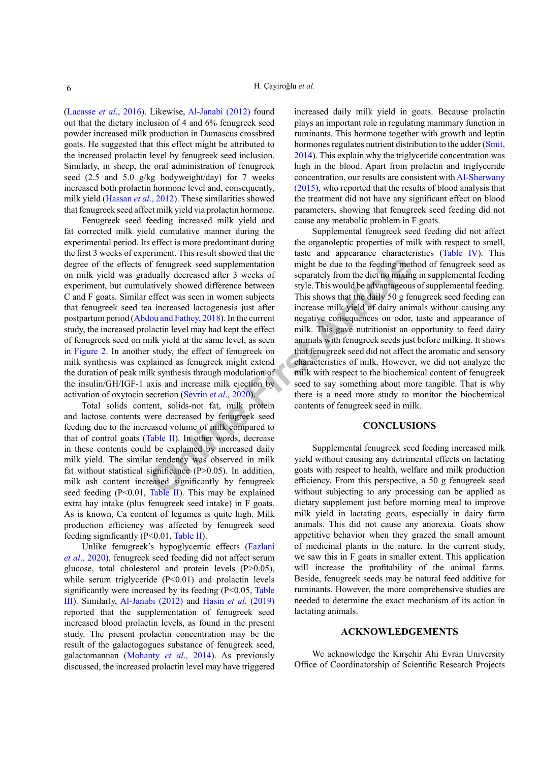(Lacasse *et al*., 2016). Likewise, Al-Janabi (2012) found out that the dietary inclusion of 4 and 6% fenugreek seed powder increased milk production in Damascus crossbred goats. He suggested that this effect might be attributed to the increased prolactin level by fenugreek seed inclusion. Similarly, in sheep, the oral administration of fenugreek seed (2.5 and 5.0 g/kg bodyweight/day) for 7 weeks increased both prolactin hormone level and, consequently, milk yield (Hassan *et al*., 2012). These similarities showed that fenugreek seed affect milk yield via prolactin hormone.

Fenugreek seed feeding increased milk yield and fat corrected milk yield cumulative manner during the experimental period. Its effect is more predominant during the first 3 weeks of experiment. This result showed that the degree of the effects of fenugreek seed supplementation on milk yield was gradually decreased after 3 weeks of experiment, but cumulatively showed difference between C and F goats. Similar effect was seen in women subjects that fenugreek seed tea increased lactogenesis just after postpartum period (Abdou and Fathey, 2018). In the current study, the increased prolactin level may had kept the effect of fenugreek seed on milk yield at the same level, as seen in Figure 2. In another study, the effect of fenugreek on milk synthesis was explained as fenugreek might extend the duration of peak milk synthesis through modulation of the insulin/GH/IGF-1 axis and increase milk ejection by activation of oxytocin secretion (Sevrin *et al*., 2020).

Total solids content, solids-not fat, milk protein and lactose contents were decreased by fenugreek seed feeding due to the increased volume of milk compared to that of control goats (Table II). In other words, decrease in these contents could be explained by increased daily milk yield. The similar tendency was observed in milk fat without statistical significance ($P>0.05$). In addition, milk ash content increased significantly by fenugreek seed feeding ($P<0.01$, Table II). This may be explained extra hay intake (plus fenugreek seed intake) in F goats. As is known, Ca content of legumes is quite high. Milk production efficiency was affected by fenugreek seed feeding significantly ($P<0.01$, Table II).

Unlike fenugreek's hypoglycemic effects (Fazlani *et al*., 2020), fenugreek seed feeding did not affect serum glucose, total cholesterol and protein levels ($P>0.05$), while serum triglyceride ($P<0.01$) and prolactin levels significantly were increased by its feeding ($P<0.05$, Table III). Similarly, Al-Janabi (2012) and Hasin *et al*. (2019) reported that the supplementation of fenugreek seed increased blood prolactin levels, as found in the present study. The present prolactin concentration may be the result of the galactogogues substance of fenugreek seed, galactomannan (Mohanty *et al*., 2014). As previously discussed, the increased prolactin level may have triggered increased daily milk yield in goats. Because prolactin plays an important role in regulating mammary function in ruminants. This hormone together with growth and leptin hormones regulates nutrient distribution to the udder (Smit, 2014). This explain why the triglyceride concentration was high in the blood. Apart from prolactin and triglyceride concentration, our results are consistent with Al-Sherwany (2015), who reported that the results of blood analysis that the treatment did not have any significant effect on blood parameters, showing that fenugreek seed feeding did not cause any metabolic problem in F goats.

Supplemental fenugreek seed feeding did not affect the organoleptic properties of milk with respect to smell, taste and appearance characteristics (Table IV). This might be due to the feeding method of fenugreek seed as separately from the diet no mixing in supplemental feeding style. This would be advantageous of supplemental feeding. This shows that the daily 50 g fenugreek seed feeding can increase milk yield of dairy animals without causing any negative consequences on odor, taste and appearance of milk. This gave nutritionist an opportunity to feed dairy animals with fenugreek seeds just before milking. It shows that fenugreek seed did not affect the aromatic and sensory characteristics of milk. However, we did not analyze the milk with respect to the biochemical content of fenugreek seed to say something about more tangible. That is why there is a need more study to monitor the biochemical contents of fenugreek seed in milk.

## CONCLUSIONS

Supplemental fenugreek seed feeding increased milk yield without causing any detrimental effects on lactating goats with respect to health, welfare and milk production efficiency. From this perspective, a 50 g fenugreek seed without subjecting to any processing can be applied as dietary supplement just before morning meal to improve milk yield in lactating goats, especially in dairy farm animals. This did not cause any anorexia. Goats show appetitive behavior when they grazed the small amount of medicinal plants in the nature. In the current study, we saw this in F goats in smaller extent. This application will increase the profitability of the animal farms. Beside, fenugreek seeds may be natural feed additive for ruminants. However, the more comprehensive studies are needed to determine the exact mechanism of its action in lactating animals.

## ACKNOWLEDGEMENTS

We acknowledge the Kırşehir Ahi Evran University Office of Coordinatorship of Scientific Research Projects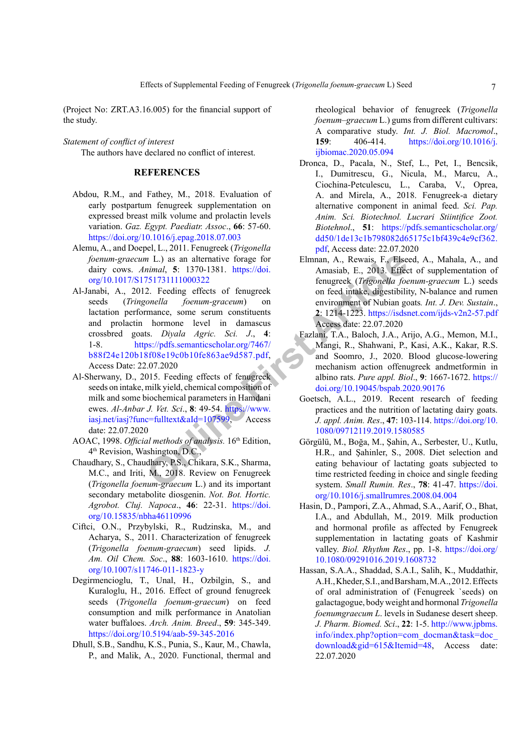(Project No: ZRT.A3.16.005) for the financial support of the study.

*Statement of conflict of interest*

The authors have declared no conflict of interest.

## REFERENCES

Abdou, R.M., and Fathey, M., 2018. Evaluation of early postpartum fenugreek supplementation on expressed breast milk volume and prolactin levels variation. *Gaz. Egypt. Paediatr. Assoc*., **66**: 57-60. https://doi.org/10.1016/j.epag.2018.07.003

Alemu, A., and Doepel, L., 2011. Fenugreek (*Trigonella foenum-graecum* L.) as an alternative forage for dairy cows. *Animal*, **5**: 1370-1381. https://doi.org/10.1017/S1751731111000322

Al-Janabi, A., 2012. Feeding effects of fenugreek seeds (*Tringonella foenum-graceum*) on lactation performance, some serum constituents and prolactin hormone level in damascus crossbred goats. *Diyala Agric. Sci. J*., **4**: 1-8. https://pdfs.semanticscholar.org/7467/b88f24e120b18f08e19c0b10fe863ae9d587.pdf, Access Date: 22.07.2020

Al-Sherwany, D., 2015. Feeding effects of fenugreek seeds on intake, milk yield, chemical composition of milk and some biochemical parameters in Hamdani ewes. *Al-Anbar J. Vet. Sci*., **8**: 49-54. https://www.iasj.net/iasj?func=fulltext&aId=107599, Access date: 22.07.2020

AOAC, 1998. *Official methods of analysis.* 16th Edition, 4th Revision, Washington, D.C.,

Chaudhary, S., Chaudhary, P.S., Chikara, S.K., Sharma, M.C., and Iriti, M., 2018. Review on Fenugreek (*Trigonella foenum-graecum* L.) and its important secondary metabolite diosgenin. *Not. Bot. Hortic. Agrobot. Cluj. Napoca*., **46**: 22-31. https://doi.org/10.15835/nbha46110996

Ciftci, O.N., Przybylski, R., Rudzinska, M., and Acharya, S., 2011. Characterization of fenugreek (*Trigonella foenum-graecum*) seed lipids. *J. Am. Oil Chem. Soc*., **88**: 1603-1610. https://doi.org/10.1007/s11746-011-1823-y

Degirmencioglu, T., Unal, H., Ozbilgin, S., and Kuraloglu, H., 2016. Effect of ground fenugreek seeds (*Trigonella foenum-graecum*) on feed consumption and milk performance in Anatolian water buffaloes. *Arch. Anim. Breed*., **59**: 345-349. https://doi.org/10.5194/aab-59-345-2016

Dhull, S.B., Sandhu, K.S., Punia, S., Kaur, M., Chawla, P., and Malik, A., 2020. Functional, thermal and rheological behavior of fenugreek (*Trigonella foenum–graecum* L.) gums from different cultivars: A comparative study. *Int. J. Biol. Macromol*., **159**: 406-414. https://doi.org/10.1016/j.ijbiomac.2020.05.094

Dronca, D., Pacala, N., Stef, L., Pet, I., Bencsik, I., Dumitrescu, G., Nicula, M., Marcu, A., Ciochina-Petculescu, L., Caraba, V., Oprea, A. and Mirela, A., 2018. Fenugreek-a dietary alternative component in animal feed. *Sci. Pap. Anim. Sci. Biotechnol. Lucrari Stiintifice Zoot. Biotehnol*., **51**: https://pdfs.semanticscholar.org/dd50/1de13c1b798082d65175c1bf439c4e9cf362.pdf, Access date: 22.07.2020

Elmnan, A., Rewais, F., Elseed, A., Mahala, A., and Amasiab, E., 2013. Effect of supplementation of fenugreek (*Trigonella foenum-graecum* L.) seeds on feed intake, digestibility, N-balance and rumen environment of Nubian goats. *Int. J. Dev. Sustain*., **2**: 1214-1223. https://isdsnet.com/ijds-v2n2-57.pdf Access date: 22.07.2020

Fazlani, T.A., Baloch, J.A., Arijo, A.G., Memon, M.I., Mangi, R., Shahwani, P., Kasi, A.K., Kakar, R.S. and Soomro, J., 2020. Blood glucose-lowering mechanism action offenugreek andmetformin in albino rats. *Pure appl. Biol*., **9**: 1667-1672. https://doi.org/10.19045/bspab.2020.90176

Goetsch, A.L., 2019. Recent research of feeding practices and the nutrition of lactating dairy goats. *J. appl. Anim. Res*., **47**: 103-114. https://doi.org/10.1080/09712119.2019.1580585

Görgülü, M., Boğa, M., Şahin, A., Serbester, U., Kutlu, H.R., and Şahinler, S., 2008. Diet selection and eating behaviour of lactating goats subjected to time restricted feeding in choice and single feeding system. *Small Rumin. Res*., **78**: 41-47. https://doi.org/10.1016/j.smallrumres.2008.04.004

Hasin, D., Pampori, Z.A., Ahmad, S.A., Aarif, O., Bhat, I.A., and Abdullah, M., 2019. Milk production and hormonal profile as affected by Fenugreek supplementation in lactating goats of Kashmir valley. *Biol. Rhythm Res*., pp. 1-8. https://doi.org/10.1080/09291016.2019.1608732

Hassan, S.A.A., Shaddad, S.A.I., Salih, K., Muddathir, A.H., Kheder, S.I., and Barsham, M.A., 2012. Effects of oral administration of (Fenugreek `seeds) on galactagogue, body weight and hormonal *Trigonella foenumgraecum L.* levels in Sudanese desert sheep. *J. Pharm. Biomed. Sci*., **22**: 1-5. http://www.jpbms.info/index.php?option=com_docman&task=doc_download&gid=615&Itemid=48, Access date: 22.07.2020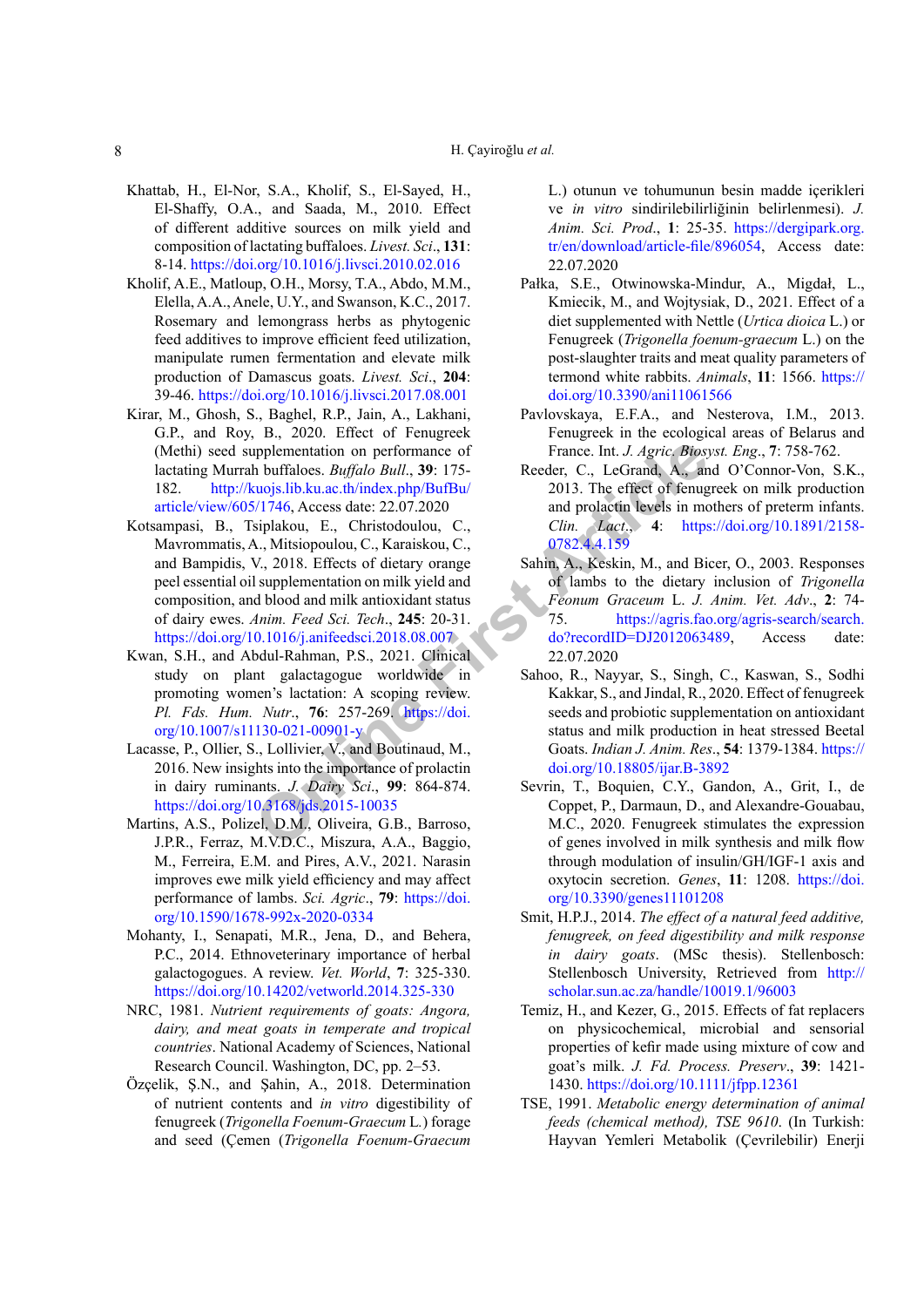Khattab, H., El-Nor, S.A., Kholif, S., El-Sayed, H., El-Shaffy, O.A., and Saada, M., 2010. Effect of different additive sources on milk yield and composition of lactating buffaloes. *Livest. Sci*., **131**: 8-14. https://doi.org/10.1016/j.livsci.2010.02.016

Kholif, A.E., Matloup, O.H., Morsy, T.A., Abdo, M.M., Elella, A.A., Anele, U.Y., and Swanson, K.C., 2017. Rosemary and lemongrass herbs as phytogenic feed additives to improve efficient feed utilization, manipulate rumen fermentation and elevate milk production of Damascus goats. *Livest. Sci*., **204**: 39-46. https://doi.org/10.1016/j.livsci.2017.08.001

Kirar, M., Ghosh, S., Baghel, R.P., Jain, A., Lakhani, G.P., and Roy, B., 2020. Effect of Fenugreek (Methi) seed supplementation on performance of lactating Murrah buffaloes. *Buffalo Bull*., **39**: 175-182. http://kuojs.lib.ku.ac.th/index.php/BufBu/article/view/605/1746, Access date: 22.07.2020

Kotsampasi, B., Tsiplakou, E., Christodoulou, C., Mavrommatis, A., Mitsiopoulou, C., Karaiskou, C., and Bampidis, V., 2018. Effects of dietary orange peel essential oil supplementation on milk yield and composition, and blood and milk antioxidant status of dairy ewes. *Anim. Feed Sci. Tech*., **245**: 20-31. https://doi.org/10.1016/j.anifeedsci.2018.08.007

Kwan, S.H., and Abdul-Rahman, P.S., 2021. Clinical study on plant galactagogue worldwide in promoting women's lactation: A scoping review. *Pl. Fds. Hum. Nutr*., **76**: 257-269. https://doi.org/10.1007/s11130-021-00901-y

Lacasse, P., Ollier, S., Lollivier, V., and Boutinaud, M., 2016. New insights into the importance of prolactin in dairy ruminants. *J. Dairy Sci*., **99**: 864-874. https://doi.org/10.3168/jds.2015-10035

Martins, A.S., Polizel, D.M., Oliveira, G.B., Barroso, J.P.R., Ferraz, M.V.D.C., Miszura, A.A., Baggio, M., Ferreira, E.M. and Pires, A.V., 2021. Narasin improves ewe milk yield efficiency and may affect performance of lambs. *Sci. Agric*., **79**: https://doi.org/10.1590/1678-992x-2020-0334

Mohanty, I., Senapati, M.R., Jena, D., and Behera, P.C., 2014. Ethnoveterinary importance of herbal galactogogues. A review. *Vet. World*, **7**: 325-330. https://doi.org/10.14202/vetworld.2014.325-330

NRC, 1981. *Nutrient requirements of goats: Angora, dairy, and meat goats in temperate and tropical countries*. National Academy of Sciences, National Research Council. Washington, DC, pp. 2–53.

Özçelik, Ş.N., and Şahin, A., 2018. Determination of nutrient contents and *in vitro* digestibility of fenugreek (*Trigonella Foenum-Graecum* L.) forage and seed (Çemen (*Trigonella Foenum-Graecum* L.) otunun ve tohumunun besin madde içerikleri ve *in vitro* sindirilebilirliğinin belirlenmesi). *J. Anim. Sci. Prod*., **1**: 25-35. https://dergipark.org.tr/en/download/article-file/896054, Access date: 22.07.2020

Pałka, S.E., Otwinowska-Mindur, A., Migdał, L., Kmiecik, M., and Wojtysiak, D., 2021. Effect of a diet supplemented with Nettle (*Urtica dioica* L.) or Fenugreek (*Trigonella foenum-graecum* L.) on the post-slaughter traits and meat quality parameters of termond white rabbits. *Animals*, **11**: 1566. https://doi.org/10.3390/ani11061566

Pavlovskaya, E.F.A., and Nesterova, I.M., 2013. Fenugreek in the ecological areas of Belarus and France. Int. *J. Agric. Biosyst. Eng*., **7**: 758-762.

Reeder, C., LeGrand, A., and O'Connor-Von, S.K., 2013. The effect of fenugreek on milk production and prolactin levels in mothers of preterm infants. *Clin. Lact*., **4**: https://doi.org/10.1891/2158-0782.4.4.159

Sahin, A., Keskin, M., and Bicer, O., 2003. Responses of lambs to the dietary inclusion of *Trigonella Foenum Graceum* L. *J. Anim. Vet. Adv*., **2**: 74-75. https://agris.fao.org/agris-search/search.do?recordID=DJ2012063489, Access date: 22.07.2020

Sahoo, R., Nayyar, S., Singh, C., Kaswan, S., Sodhi Kakkar, S., and Jindal, R., 2020. Effect of fenugreek seeds and probiotic supplementation on antioxidant status and milk production in heat stressed Beetal Goats. *Indian J. Anim. Res*., **54**: 1379-1384. https://doi.org/10.18805/ijar.B-3892

Sevrin, T., Boquien, C.Y., Gandon, A., Grit, I., de Coppet, P., Darmaun, D., and Alexandre-Gouabau, M.C., 2020. Fenugreek stimulates the expression of genes involved in milk synthesis and milk flow through modulation of insulin/GH/IGF-1 axis and oxytocin secretion. *Genes*, **11**: 1208. https://doi.org/10.3390/genes11101208

Smit, H.P.J., 2014. *The effect of a natural feed additive, fenugreek, on feed digestibility and milk response in dairy goats*. (MSc thesis). Stellenbosch: Stellenbosch University, Retrieved from http://scholar.sun.ac.za/handle/10019.1/96003

Temiz, H., and Kezer, G., 2015. Effects of fat replacers on physicochemical, microbial and sensorial properties of kefir made using mixture of cow and goat's milk. *J. Fd. Process. Preserv*., **39**: 1421-1430. https://doi.org/10.1111/jfpp.12361

TSE, 1991. *Metabolic energy determination of animal feeds (chemical method), TSE 9610*. (In Turkish: Hayvan Yemleri Metabolik (Çevrilebilir) Enerji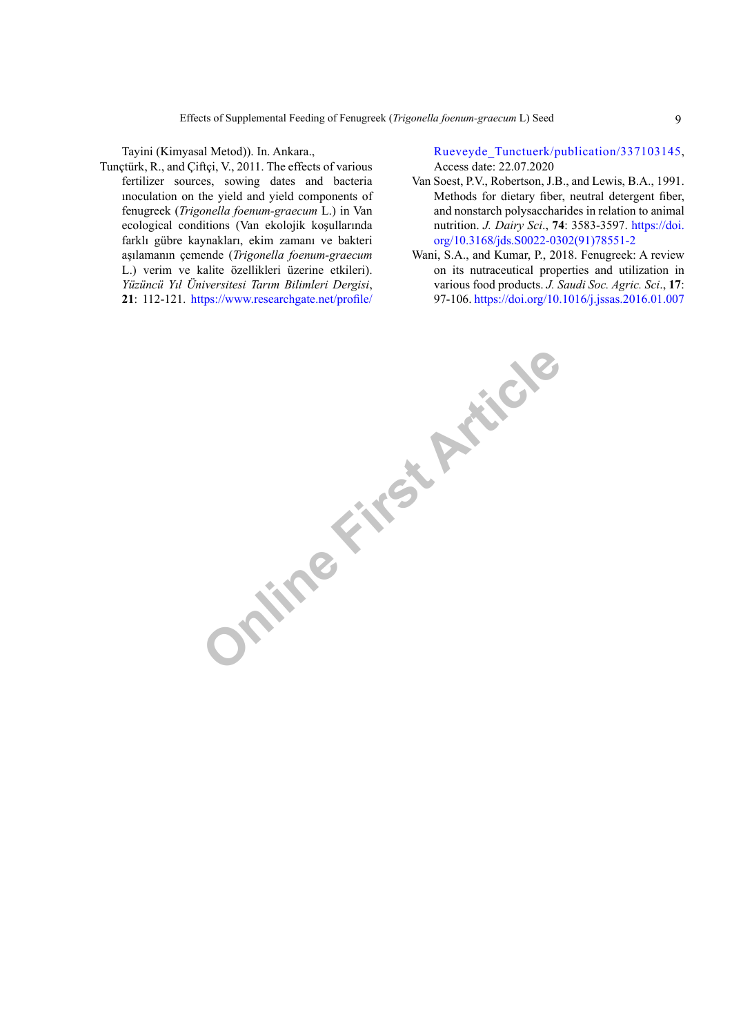Tayini (Kimyasal Metod)). In. Ankara.,

Tunçtürk, R., and Çiftçi, V., 2011. The effects of various fertilizer sources, sowing dates and bacteria ınoculation on the yield and yield components of fenugreek (*Trigonella foenum-graecum* L.) in Van ecological conditions (Van ekolojik koşullarında farklı gübre kaynakları, ekim zamanı ve bakteri aşılamanın çemende (*Trigonella foenum-graecum* L.) verim ve kalite özellikleri üzerine etkileri). *Yüzüncü Yıl Üniversitesi Tarım Bilimleri Dergisi*, **21**: 112-121. https://www.researchgate.net/profile/Rueveyde_Tunctuerk/publication/337103145, Access date: 22.07.2020

Van Soest, P.V., Robertson, J.B., and Lewis, B.A., 1991. Methods for dietary fiber, neutral detergent fiber, and nonstarch polysaccharides in relation to animal nutrition. *J. Dairy Sci*., **74**: 3583-3597. https://doi.org/10.3168/jds.S0022-0302(91)78551-2

Wani, S.A., and Kumar, P., 2018. Fenugreek: A review on its nutraceutical properties and utilization in various food products. *J. Saudi Soc. Agric. Sci*., **17**: 97-106. https://doi.org/10.1016/j.jssas.2016.01.007